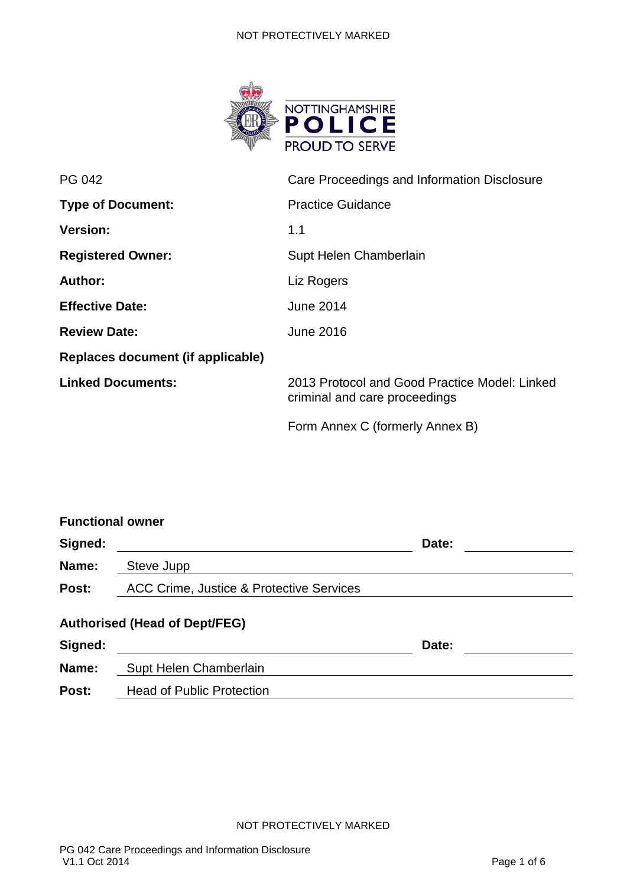NOTTINGHAMSHIRE POLICE
PROUD TO SERVE

| | |
|---|---|
| PG 042 | Care Proceedings and Information Disclosure |
| **Type of Document:** | Practice Guidance |
| **Version:** | 1.1 |
| **Registered Owner:** | Supt Helen Chamberlain |
| **Author:** | Liz Rogers |
| **Effective Date:** | June 2014 |
| **Review Date:** | June 2016 |
| **Replaces document (if applicable)** | |
| **Linked Documents:** | 2013 Protocol and Good Practice Model: Linked criminal and care proceedings |
| | Form Annex C (formerly Annex B) |

**Functional owner**

**Signed:** ______________________ **Date:** __________

**Name:** Steve Jupp

**Post:** ACC Crime, Justice & Protective Services

**Authorised (Head of Dept/FEG)**

**Signed:** ______________________ **Date:** __________

**Name:** Supt Helen Chamberlain

**Post:** Head of Public Protection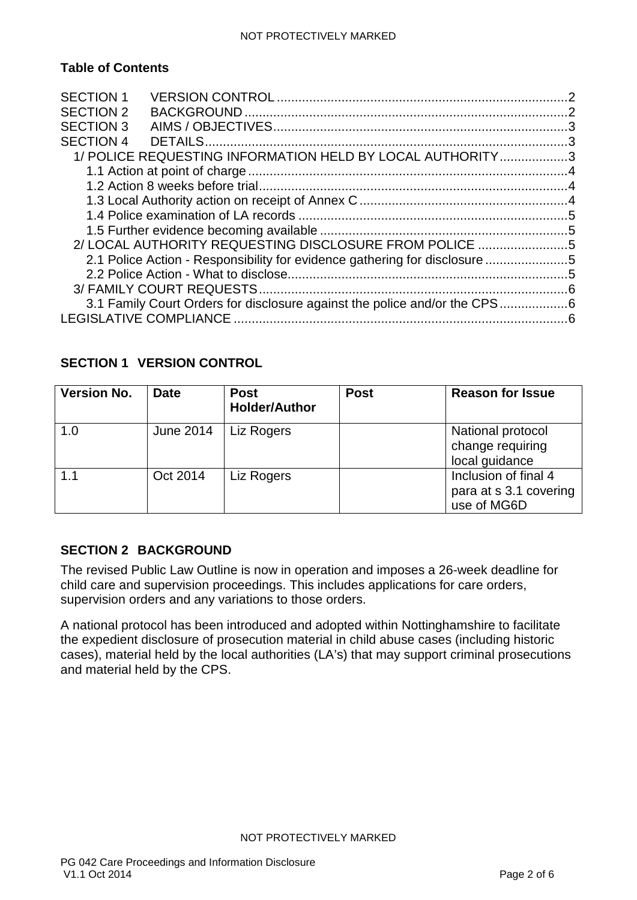**Table of Contents**

SECTION 1 VERSION CONTROL ..... 2
SECTION 2 BACKGROUND ..... 2
SECTION 3 AIMS / OBJECTIVES ..... 3
SECTION 4 DETAILS ..... 3
- 1/ POLICE REQUESTING INFORMATION HELD BY LOCAL AUTHORITY ..... 3
  - 1.1 Action at point of charge ..... 4
  - 1.2 Action 8 weeks before trial ..... 4
  - 1.3 Local Authority action on receipt of Annex C ..... 4
  - 1.4 Police examination of LA records ..... 5
  - 1.5 Further evidence becoming available ..... 5
- 2/ LOCAL AUTHORITY REQUESTING DISCLOSURE FROM POLICE ..... 5
  - 2.1 Police Action - Responsibility for evidence gathering for disclosure ..... 5
  - 2.2 Police Action - What to disclose ..... 5
- 3/ FAMILY COURT REQUESTS ..... 6
  - 3.1 Family Court Orders for disclosure against the police and/or the CPS ..... 6

LEGISLATIVE COMPLIANCE ..... 6

## SECTION 1 VERSION CONTROL

| Version No. | Date | Post Holder/Author | Post | Reason for Issue |
|---|---|---|---|---|
| 1.0 | June 2014 | Liz Rogers | | National protocol change requiring local guidance |
| 1.1 | Oct 2014 | Liz Rogers | | Inclusion of final 4 para at s 3.1 covering use of MG6D |

## SECTION 2 BACKGROUND

The revised Public Law Outline is now in operation and imposes a 26-week deadline for child care and supervision proceedings. This includes applications for care orders, supervision orders and any variations to those orders.

A national protocol has been introduced and adopted within Nottinghamshire to facilitate the expedient disclosure of prosecution material in child abuse cases (including historic cases), material held by the local authorities (LA's) that may support criminal prosecutions and material held by the CPS.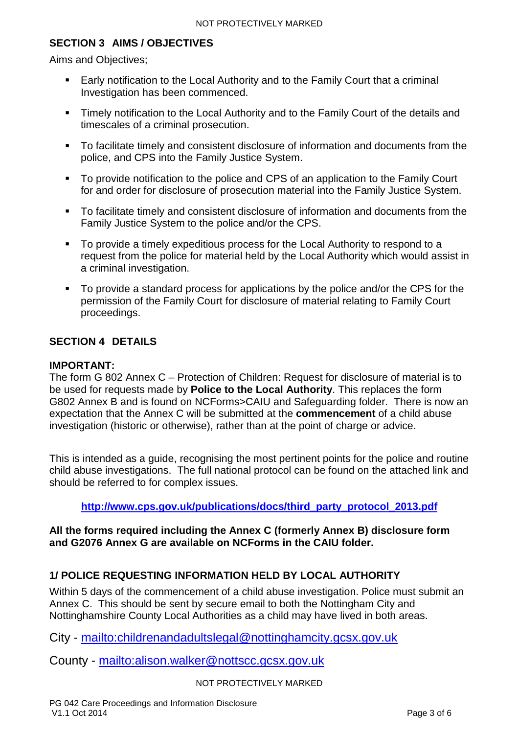## SECTION 3 AIMS / OBJECTIVES

Aims and Objectives;

- Early notification to the Local Authority and to the Family Court that a criminal Investigation has been commenced.
- Timely notification to the Local Authority and to the Family Court of the details and timescales of a criminal prosecution.
- To facilitate timely and consistent disclosure of information and documents from the police, and CPS into the Family Justice System.
- To provide notification to the police and CPS of an application to the Family Court for and order for disclosure of prosecution material into the Family Justice System.
- To facilitate timely and consistent disclosure of information and documents from the Family Justice System to the police and/or the CPS.
- To provide a timely expeditious process for the Local Authority to respond to a request from the police for material held by the Local Authority which would assist in a criminal investigation.
- To provide a standard process for applications by the police and/or the CPS for the permission of the Family Court for disclosure of material relating to Family Court proceedings.

## SECTION 4 DETAILS

**IMPORTANT:**
The form G 802 Annex C – Protection of Children: Request for disclosure of material is to be used for requests made by **Police to the Local Authority**. This replaces the form G802 Annex B and is found on NCForms>CAIU and Safeguarding folder. There is now an expectation that the Annex C will be submitted at the **commencement** of a child abuse investigation (historic or otherwise), rather than at the point of charge or advice.

This is intended as a guide, recognising the most pertinent points for the police and routine child abuse investigations. The full national protocol can be found on the attached link and should be referred to for complex issues.

**http://www.cps.gov.uk/publications/docs/third_party_protocol_2013.pdf**

**All the forms required including the Annex C (formerly Annex B) disclosure form and G2076 Annex G are available on NCForms in the CAIU folder.**

### 1/ POLICE REQUESTING INFORMATION HELD BY LOCAL AUTHORITY

Within 5 days of the commencement of a child abuse investigation. Police must submit an Annex C. This should be sent by secure email to both the Nottingham City and Nottinghamshire County Local Authorities as a child may have lived in both areas.

City - mailto:childrenandadultslegal@nottinghamcity.gcsx.gov.uk

County - mailto:alison.walker@nottscc.gcsx.gov.uk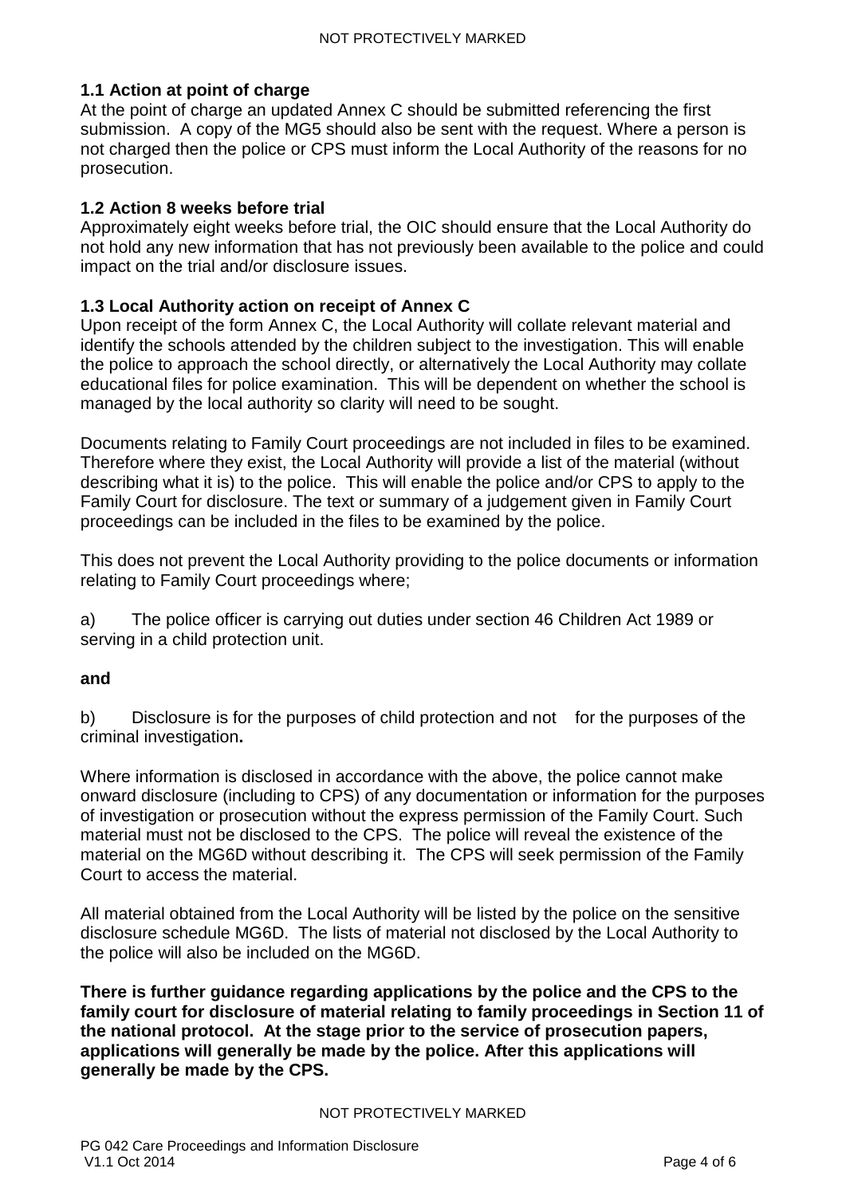### 1.1 Action at point of charge

At the point of charge an updated Annex C should be submitted referencing the first submission. A copy of the MG5 should also be sent with the request. Where a person is not charged then the police or CPS must inform the Local Authority of the reasons for no prosecution.

### 1.2 Action 8 weeks before trial

Approximately eight weeks before trial, the OIC should ensure that the Local Authority do not hold any new information that has not previously been available to the police and could impact on the trial and/or disclosure issues.

### 1.3 Local Authority action on receipt of Annex C

Upon receipt of the form Annex C, the Local Authority will collate relevant material and identify the schools attended by the children subject to the investigation. This will enable the police to approach the school directly, or alternatively the Local Authority may collate educational files for police examination. This will be dependent on whether the school is managed by the local authority so clarity will need to be sought.

Documents relating to Family Court proceedings are not included in files to be examined. Therefore where they exist, the Local Authority will provide a list of the material (without describing what it is) to the police. This will enable the police and/or CPS to apply to the Family Court for disclosure. The text or summary of a judgement given in Family Court proceedings can be included in the files to be examined by the police.

This does not prevent the Local Authority providing to the police documents or information relating to Family Court proceedings where;

a) The police officer is carrying out duties under section 46 Children Act 1989 or serving in a child protection unit.

**and**

b) Disclosure is for the purposes of child protection and not for the purposes of the criminal investigation**.**

Where information is disclosed in accordance with the above, the police cannot make onward disclosure (including to CPS) of any documentation or information for the purposes of investigation or prosecution without the express permission of the Family Court. Such material must not be disclosed to the CPS. The police will reveal the existence of the material on the MG6D without describing it. The CPS will seek permission of the Family Court to access the material.

All material obtained from the Local Authority will be listed by the police on the sensitive disclosure schedule MG6D. The lists of material not disclosed by the Local Authority to the police will also be included on the MG6D.

**There is further guidance regarding applications by the police and the CPS to the family court for disclosure of material relating to family proceedings in Section 11 of the national protocol. At the stage prior to the service of prosecution papers, applications will generally be made by the police. After this applications will generally be made by the CPS.**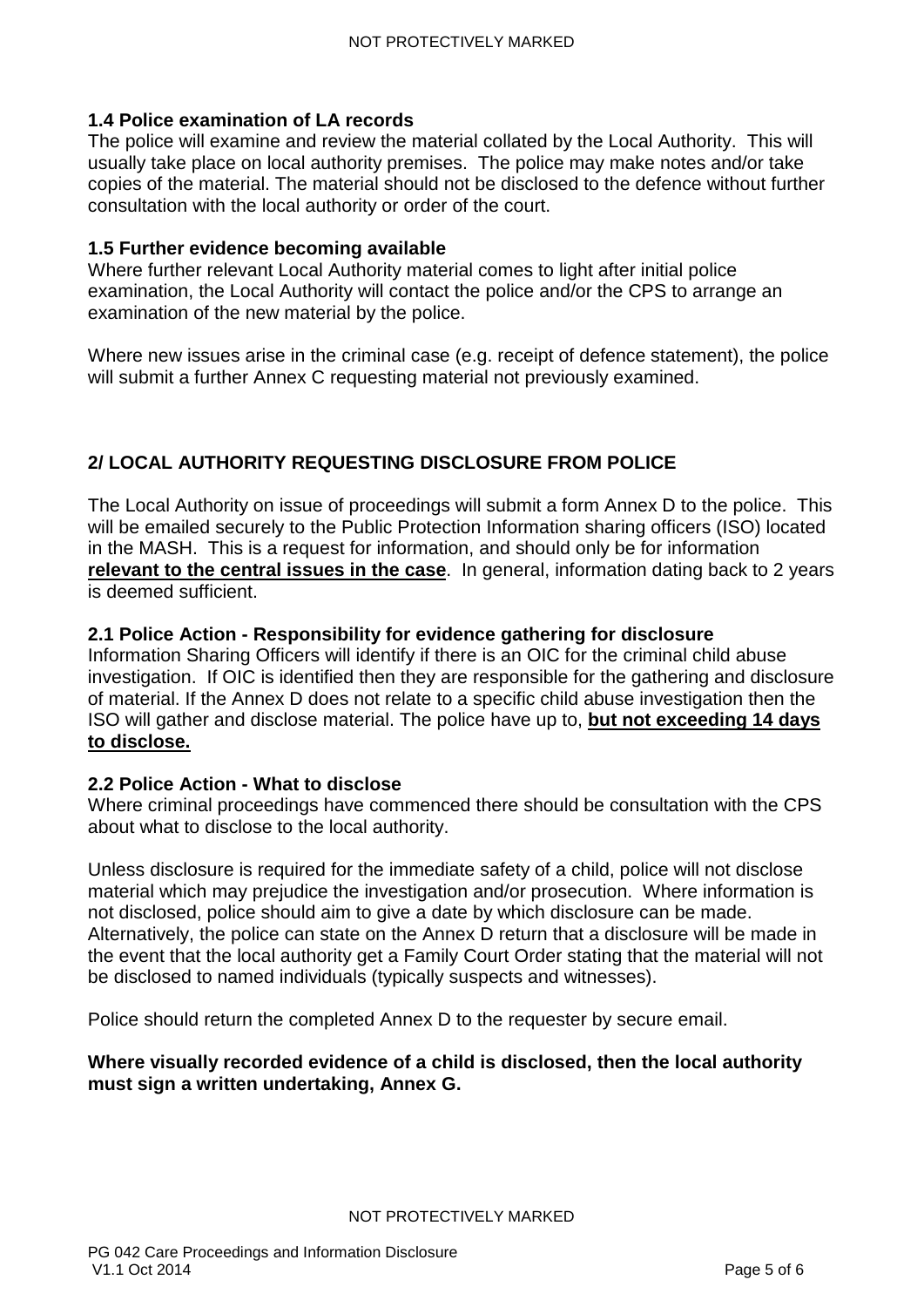### 1.4 Police examination of LA records

The police will examine and review the material collated by the Local Authority. This will usually take place on local authority premises. The police may make notes and/or take copies of the material. The material should not be disclosed to the defence without further consultation with the local authority or order of the court.

### 1.5 Further evidence becoming available

Where further relevant Local Authority material comes to light after initial police examination, the Local Authority will contact the police and/or the CPS to arrange an examination of the new material by the police.

Where new issues arise in the criminal case (e.g. receipt of defence statement), the police will submit a further Annex C requesting material not previously examined.

## 2/ LOCAL AUTHORITY REQUESTING DISCLOSURE FROM POLICE

The Local Authority on issue of proceedings will submit a form Annex D to the police. This will be emailed securely to the Public Protection Information sharing officers (ISO) located in the MASH. This is a request for information, and should only be for information **<u>relevant to the central issues in the case</u>**. In general, information dating back to 2 years is deemed sufficient.

### 2.1 Police Action - Responsibility for evidence gathering for disclosure

Information Sharing Officers will identify if there is an OIC for the criminal child abuse investigation. If OIC is identified then they are responsible for the gathering and disclosure of material. If the Annex D does not relate to a specific child abuse investigation then the ISO will gather and disclose material. The police have up to, **<u>but not exceeding 14 days to disclose.</u>**

### 2.2 Police Action - What to disclose

Where criminal proceedings have commenced there should be consultation with the CPS about what to disclose to the local authority.

Unless disclosure is required for the immediate safety of a child, police will not disclose material which may prejudice the investigation and/or prosecution. Where information is not disclosed, police should aim to give a date by which disclosure can be made. Alternatively, the police can state on the Annex D return that a disclosure will be made in the event that the local authority get a Family Court Order stating that the material will not be disclosed to named individuals (typically suspects and witnesses).

Police should return the completed Annex D to the requester by secure email.

**Where visually recorded evidence of a child is disclosed, then the local authority must sign a written undertaking, Annex G.**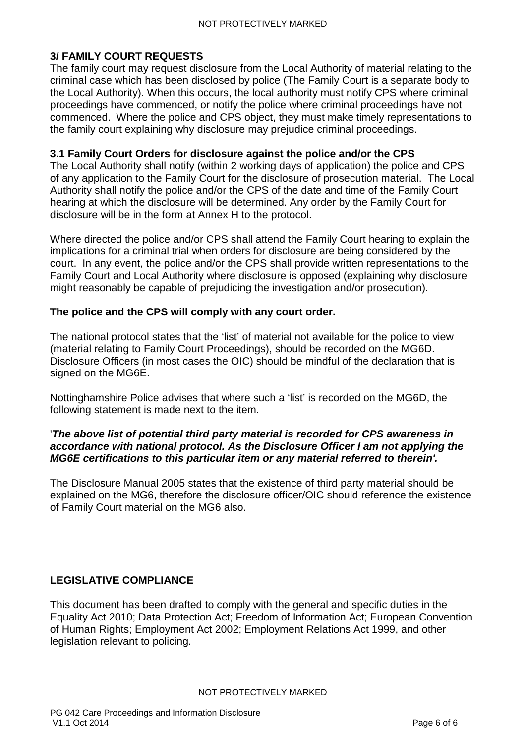### 3/ FAMILY COURT REQUESTS

The family court may request disclosure from the Local Authority of material relating to the criminal case which has been disclosed by police (The Family Court is a separate body to the Local Authority). When this occurs, the local authority must notify CPS where criminal proceedings have commenced, or notify the police where criminal proceedings have not commenced. Where the police and CPS object, they must make timely representations to the family court explaining why disclosure may prejudice criminal proceedings.

### 3.1 Family Court Orders for disclosure against the police and/or the CPS

The Local Authority shall notify (within 2 working days of application) the police and CPS of any application to the Family Court for the disclosure of prosecution material. The Local Authority shall notify the police and/or the CPS of the date and time of the Family Court hearing at which the disclosure will be determined. Any order by the Family Court for disclosure will be in the form at Annex H to the protocol.

Where directed the police and/or CPS shall attend the Family Court hearing to explain the implications for a criminal trial when orders for disclosure are being considered by the court. In any event, the police and/or the CPS shall provide written representations to the Family Court and Local Authority where disclosure is opposed (explaining why disclosure might reasonably be capable of prejudicing the investigation and/or prosecution).

**The police and the CPS will comply with any court order.**

The national protocol states that the 'list' of material not available for the police to view (material relating to Family Court Proceedings), should be recorded on the MG6D. Disclosure Officers (in most cases the OIC) should be mindful of the declaration that is signed on the MG6E.

Nottinghamshire Police advises that where such a 'list' is recorded on the MG6D, the following statement is made next to the item.

'***The above list of potential third party material is recorded for CPS awareness in accordance with national protocol. As the Disclosure Officer I am not applying the MG6E certifications to this particular item or any material referred to therein'.***

The Disclosure Manual 2005 states that the existence of third party material should be explained on the MG6, therefore the disclosure officer/OIC should reference the existence of Family Court material on the MG6 also.

### LEGISLATIVE COMPLIANCE

This document has been drafted to comply with the general and specific duties in the Equality Act 2010; Data Protection Act; Freedom of Information Act; European Convention of Human Rights; Employment Act 2002; Employment Relations Act 1999, and other legislation relevant to policing.